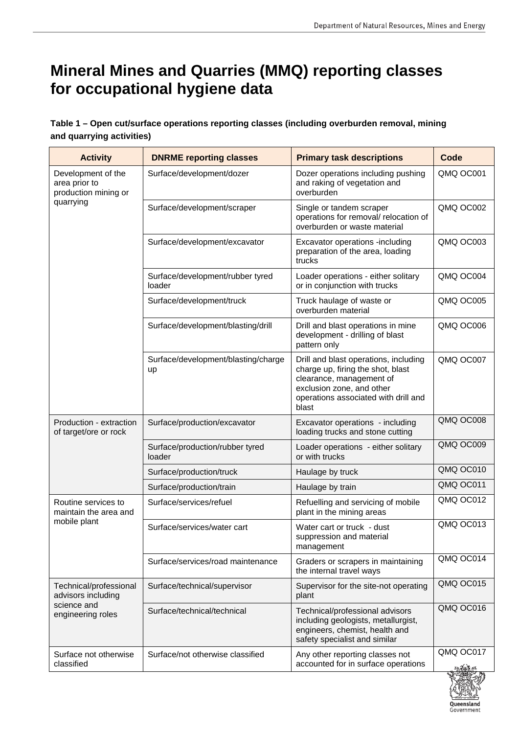# Mineral Mines and Quarries (MMQ) reporting classes for occupational hygiene data

**Table 1 – Open cut/surface operations reporting classes (including overburden removal, mining and quarrying activities)**

| Activity | DNRME reporting classes | Primary task descriptions | Code |
|---|---|---|---|
| Development of the area prior to production mining or quarrying | Surface/development/dozer | Dozer operations including pushing and raking of vegetation and overburden | QMQ OC001 |
| | Surface/development/scraper | Single or tandem scraper operations for removal/ relocation of overburden or waste material | QMQ OC002 |
| | Surface/development/excavator | Excavator operations -including preparation of the area, loading trucks | QMQ OC003 |
| | Surface/development/rubber tyred loader | Loader operations - either solitary or in conjunction with trucks | QMQ OC004 |
| | Surface/development/truck | Truck haulage of waste or overburden material | QMQ OC005 |
| | Surface/development/blasting/drill | Drill and blast operations in mine development - drilling of blast pattern only | QMQ OC006 |
| | Surface/development/blasting/charge up | Drill and blast operations, including charge up, firing the shot, blast clearance, management of exclusion zone, and other operations associated with drill and blast | QMQ OC007 |
| Production - extraction of target/ore or rock | Surface/production/excavator | Excavator operations - including loading trucks and stone cutting | QMQ OC008 |
| | Surface/production/rubber tyred loader | Loader operations - either solitary or with trucks | QMQ OC009 |
| | Surface/production/truck | Haulage by truck | QMQ OC010 |
| | Surface/production/train | Haulage by train | QMQ OC011 |
| Routine services to maintain the area and mobile plant | Surface/services/refuel | Refuelling and servicing of mobile plant in the mining areas | QMQ OC012 |
| | Surface/services/water cart | Water cart or truck - dust suppression and material management | QMQ OC013 |
| | Surface/services/road maintenance | Graders or scrapers in maintaining the internal travel ways | QMQ OC014 |
| Technical/professional advisors including science and engineering roles | Surface/technical/supervisor | Supervisor for the site-not operating plant | QMQ OC015 |
| | Surface/technical/technical | Technical/professional advisors including geologists, metallurgist, engineers, chemist, health and safety specialist and similar | QMQ OC016 |
| Surface not otherwise classified | Surface/not otherwise classified | Any other reporting classes not accounted for in surface operations | QMQ OC017 |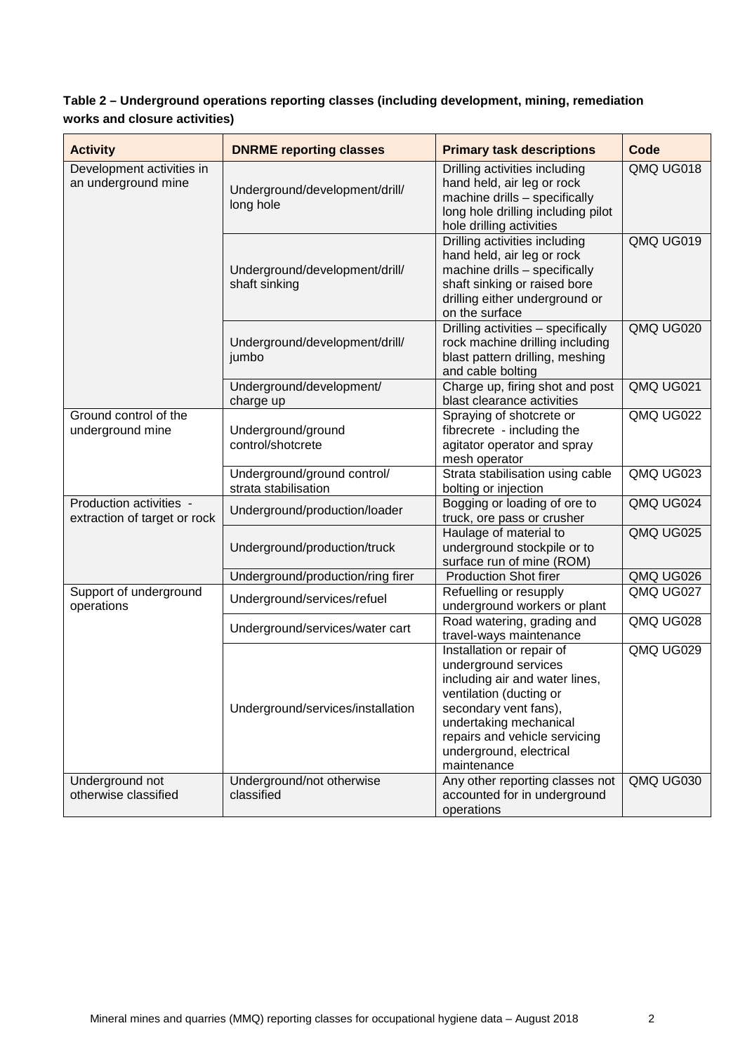**Table 2 – Underground operations reporting classes (including development, mining, remediation works and closure activities)**

| Activity | DNRME reporting classes | Primary task descriptions | Code |
|---|---|---|---|
| Development activities in an underground mine | Underground/development/drill/ long hole | Drilling activities including hand held, air leg or rock machine drills – specifically long hole drilling including pilot hole drilling activities | QMQ UG018 |
| | Underground/development/drill/ shaft sinking | Drilling activities including hand held, air leg or rock machine drills – specifically shaft sinking or raised bore drilling either underground or on the surface | QMQ UG019 |
| | Underground/development/drill/ jumbo | Drilling activities – specifically rock machine drilling including blast pattern drilling, meshing and cable bolting | QMQ UG020 |
| | Underground/development/ charge up | Charge up, firing shot and post blast clearance activities | QMQ UG021 |
| Ground control of the underground mine | Underground/ground control/shotcrete | Spraying of shotcrete or fibrecrete - including the agitator operator and spray mesh operator | QMQ UG022 |
| | Underground/ground control/ strata stabilisation | Strata stabilisation using cable bolting or injection | QMQ UG023 |
| Production activities - extraction of target or rock | Underground/production/loader | Bogging or loading of ore to truck, ore pass or crusher | QMQ UG024 |
| | Underground/production/truck | Haulage of material to underground stockpile or to surface run of mine (ROM) | QMQ UG025 |
| | Underground/production/ring firer | Production Shot firer | QMQ UG026 |
| Support of underground operations | Underground/services/refuel | Refuelling or resupply underground workers or plant | QMQ UG027 |
| | Underground/services/water cart | Road watering, grading and travel-ways maintenance | QMQ UG028 |
| | Underground/services/installation | Installation or repair of underground services including air and water lines, ventilation (ducting or secondary vent fans), undertaking mechanical repairs and vehicle servicing underground, electrical maintenance | QMQ UG029 |
| Underground not otherwise classified | Underground/not otherwise classified | Any other reporting classes not accounted for in underground operations | QMQ UG030 |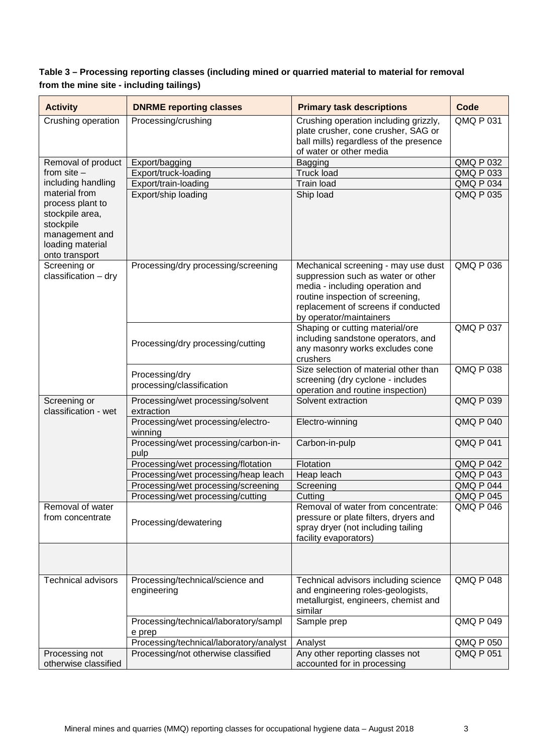**Table 3 – Processing reporting classes (including mined or quarried material to material for removal from the mine site - including tailings)**

| Activity | DNRME reporting classes | Primary task descriptions | Code |
|---|---|---|---|
| Crushing operation | Processing/crushing | Crushing operation including grizzly, plate crusher, cone crusher, SAG or ball mills) regardless of the presence of water or other media | QMQ P 031 |
| Removal of product from site – including handling material from process plant to stockpile area, stockpile management and loading material onto transport | Export/bagging | Bagging | QMQ P 032 |
| | Export/truck-loading | Truck load | QMQ P 033 |
| | Export/train-loading | Train load | QMQ P 034 |
| | Export/ship loading | Ship load | QMQ P 035 |
| Screening or classification – dry | Processing/dry processing/screening | Mechanical screening - may use dust suppression such as water or other media - including operation and routine inspection of screening, replacement of screens if conducted by operator/maintainers | QMQ P 036 |
| | Processing/dry processing/cutting | Shaping or cutting material/ore including sandstone operators, and any masonry works excludes cone crushers | QMQ P 037 |
| | Processing/dry processing/classification | Size selection of material other than screening (dry cyclone - includes operation and routine inspection) | QMQ P 038 |
| Screening or classification - wet | Processing/wet processing/solvent extraction | Solvent extraction | QMQ P 039 |
| | Processing/wet processing/electro-winning | Electro-winning | QMQ P 040 |
| | Processing/wet processing/carbon-in-pulp | Carbon-in-pulp | QMQ P 041 |
| | Processing/wet processing/flotation | Flotation | QMQ P 042 |
| | Processing/wet processing/heap leach | Heap leach | QMQ P 043 |
| | Processing/wet processing/screening | Screening | QMQ P 044 |
| | Processing/wet processing/cutting | Cutting | QMQ P 045 |
| Removal of water from concentrate | Processing/dewatering | Removal of water from concentrate: pressure or plate filters, dryers and spray dryer (not including tailing facility evaporators) | QMQ P 046 |
| | | | |
| Technical advisors | Processing/technical/science and engineering | Technical advisors including science and engineering roles-geologists, metallurgist, engineers, chemist and similar | QMQ P 048 |
| | Processing/technical/laboratory/sample prep | Sample prep | QMQ P 049 |
| | Processing/technical/laboratory/analyst | Analyst | QMQ P 050 |
| Processing not otherwise classified | Processing/not otherwise classified | Any other reporting classes not accounted for in processing | QMQ P 051 |

Mineral mines and quarries (MMQ) reporting classes for occupational hygiene data – August 2018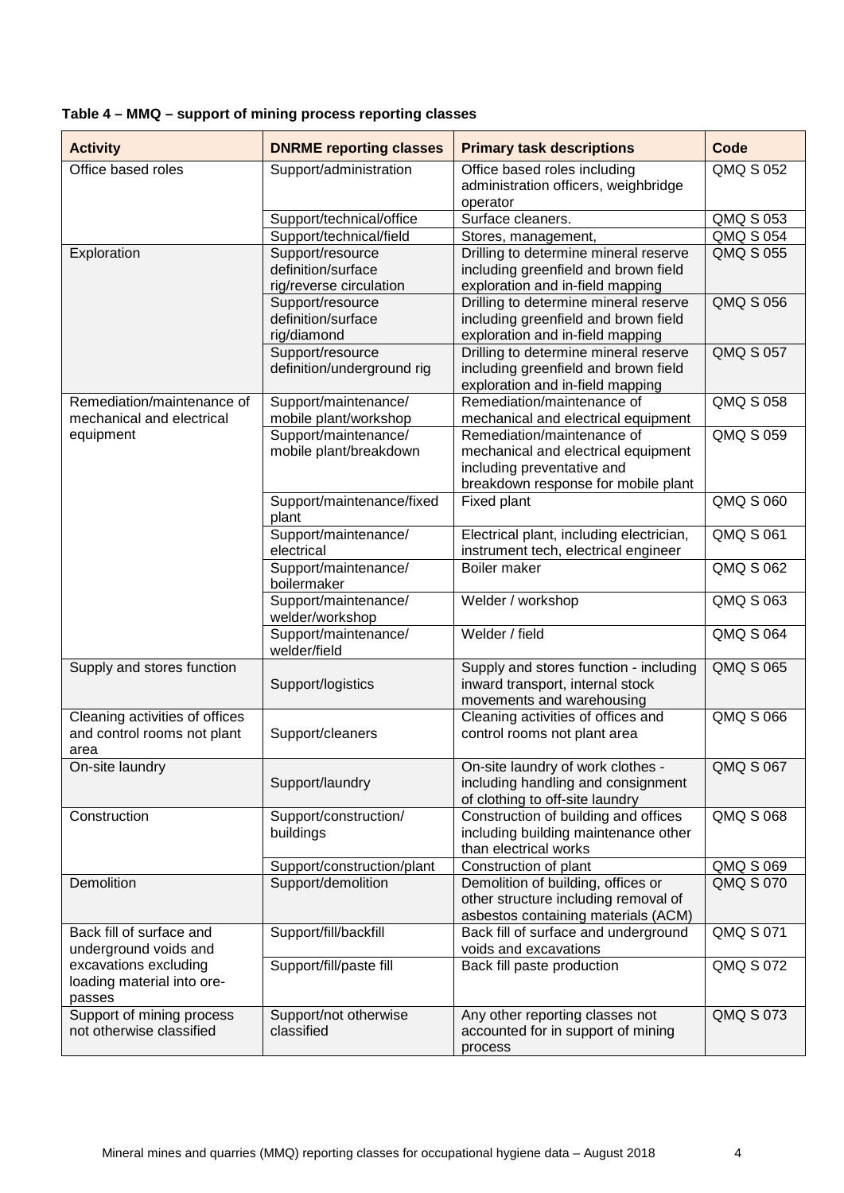**Table 4 – MMQ – support of mining process reporting classes**

| Activity | DNRME reporting classes | Primary task descriptions | Code |
|---|---|---|---|
| Office based roles | Support/administration | Office based roles including administration officers, weighbridge operator | QMQ S 052 |
| | Support/technical/office | Surface cleaners. | QMQ S 053 |
| | Support/technical/field | Stores, management, | QMQ S 054 |
| Exploration | Support/resource definition/surface rig/reverse circulation | Drilling to determine mineral reserve including greenfield and brown field exploration and in-field mapping | QMQ S 055 |
| | Support/resource definition/surface rig/diamond | Drilling to determine mineral reserve including greenfield and brown field exploration and in-field mapping | QMQ S 056 |
| | Support/resource definition/underground rig | Drilling to determine mineral reserve including greenfield and brown field exploration and in-field mapping | QMQ S 057 |
| Remediation/maintenance of mechanical and electrical equipment | Support/maintenance/ mobile plant/workshop | Remediation/maintenance of mechanical and electrical equipment | QMQ S 058 |
| | Support/maintenance/ mobile plant/breakdown | Remediation/maintenance of mechanical and electrical equipment including preventative and breakdown response for mobile plant | QMQ S 059 |
| | Support/maintenance/fixed plant | Fixed plant | QMQ S 060 |
| | Support/maintenance/ electrical | Electrical plant, including electrician, instrument tech, electrical engineer | QMQ S 061 |
| | Support/maintenance/ boilermaker | Boiler maker | QMQ S 062 |
| | Support/maintenance/ welder/workshop | Welder / workshop | QMQ S 063 |
| | Support/maintenance/ welder/field | Welder / field | QMQ S 064 |
| Supply and stores function | Support/logistics | Supply and stores function - including inward transport, internal stock movements and warehousing | QMQ S 065 |
| Cleaning activities of offices and control rooms not plant area | Support/cleaners | Cleaning activities of offices and control rooms not plant area | QMQ S 066 |
| On-site laundry | Support/laundry | On-site laundry of work clothes - including handling and consignment of clothing to off-site laundry | QMQ S 067 |
| Construction | Support/construction/ buildings | Construction of building and offices including building maintenance other than electrical works | QMQ S 068 |
| | Support/construction/plant | Construction of plant | QMQ S 069 |
| Demolition | Support/demolition | Demolition of building, offices or other structure including removal of asbestos containing materials (ACM) | QMQ S 070 |
| Back fill of surface and underground voids and excavations excluding loading material into ore-passes | Support/fill/backfill | Back fill of surface and underground voids and excavations | QMQ S 071 |
| | Support/fill/paste fill | Back fill paste production | QMQ S 072 |
| Support of mining process not otherwise classified | Support/not otherwise classified | Any other reporting classes not accounted for in support of mining process | QMQ S 073 |